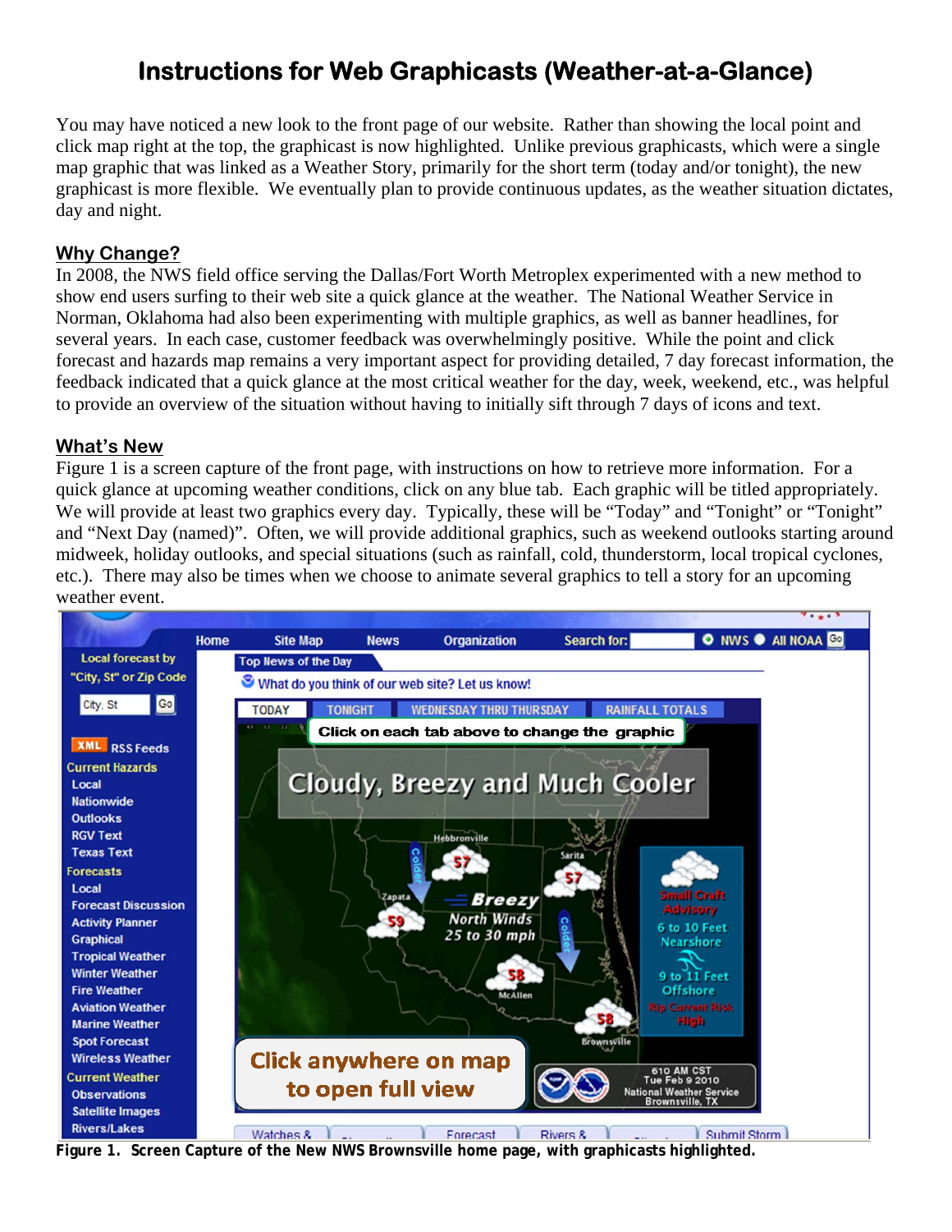# Instructions for Web Graphicasts (Weather-at-a-Glance)

You may have noticed a new look to the front page of our website. Rather than showing the local point and click map right at the top, the graphicast is now highlighted. Unlike previous graphicasts, which were a single map graphic that was linked as a Weather Story, primarily for the short term (today and/or tonight), the new graphicast is more flexible. We eventually plan to provide continuous updates, as the weather situation dictates, day and night.

## Why Change?

In 2008, the NWS field office serving the Dallas/Fort Worth Metroplex experimented with a new method to show end users surfing to their web site a quick glance at the weather. The National Weather Service in Norman, Oklahoma had also been experimenting with multiple graphics, as well as banner headlines, for several years. In each case, customer feedback was overwhelmingly positive. While the point and click forecast and hazards map remains a very important aspect for providing detailed, 7 day forecast information, the feedback indicated that a quick glance at the most critical weather for the day, week, weekend, etc., was helpful to provide an overview of the situation without having to initially sift through 7 days of icons and text.

## What's New

Figure 1 is a screen capture of the front page, with instructions on how to retrieve more information. For a quick glance at upcoming weather conditions, click on any blue tab. Each graphic will be titled appropriately. We will provide at least two graphics every day. Typically, these will be "Today" and "Tonight" or "Tonight" and "Next Day (named)". Often, we will provide additional graphics, such as weekend outlooks starting around midweek, holiday outlooks, and special situations (such as rainfall, cold, thunderstorm, local tropical cyclones, etc.). There may also be times when we choose to animate several graphics to tell a story for an upcoming weather event.

**Figure 1. Screen Capture of the New NWS Brownsville home page, with graphicasts highlighted.**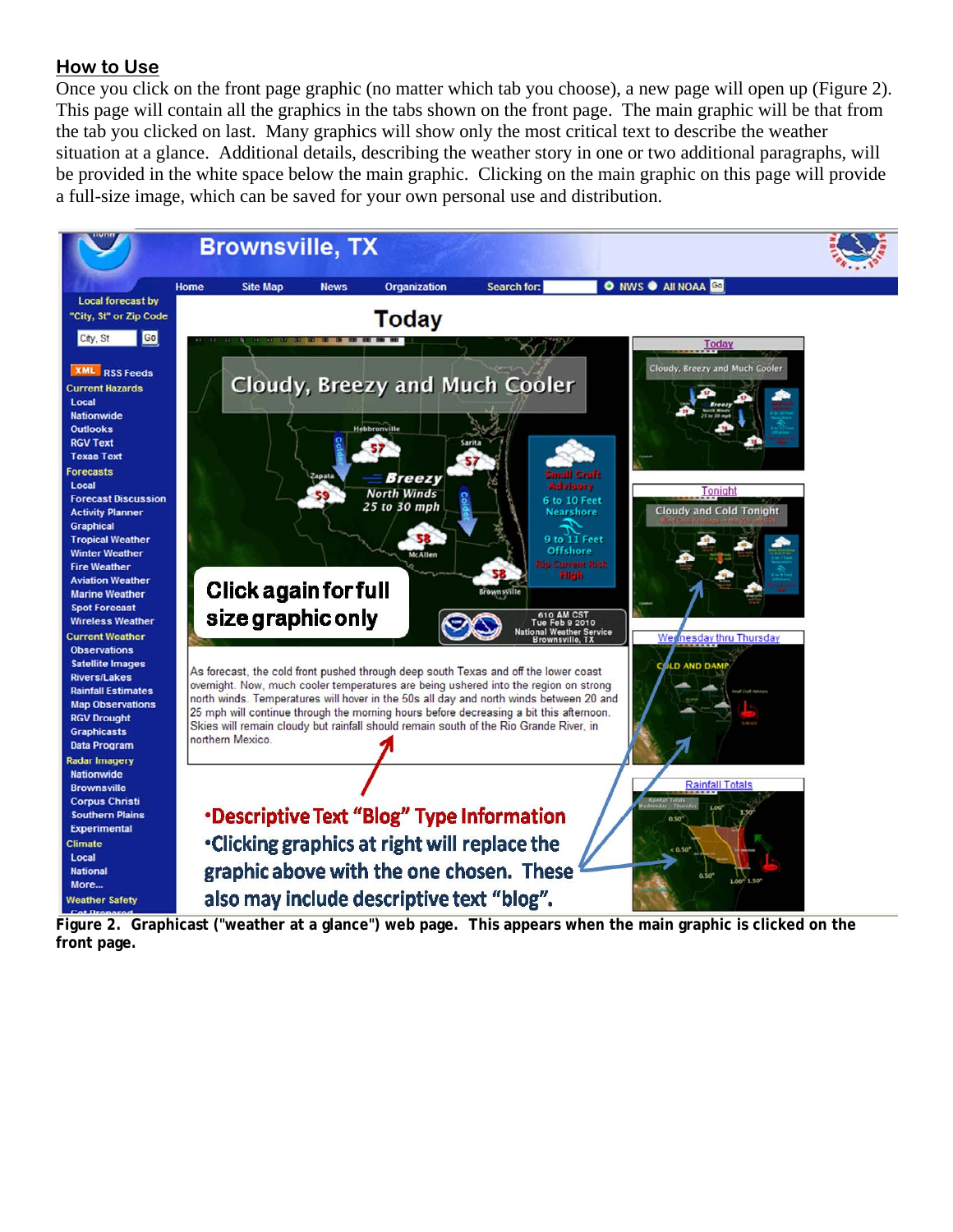## How to Use

Once you click on the front page graphic (no matter which tab you choose), a new page will open up (Figure 2). This page will contain all the graphics in the tabs shown on the front page. The main graphic will be that from the tab you clicked on last. Many graphics will show only the most critical text to describe the weather situation at a glance. Additional details, describing the weather story in one or two additional paragraphs, will be provided in the white space below the main graphic. Clicking on the main graphic on this page will provide a full-size image, which can be saved for your own personal use and distribution.

**Figure 2. Graphicast ("weather at a glance") web page. This appears when the main graphic is clicked on the front page.**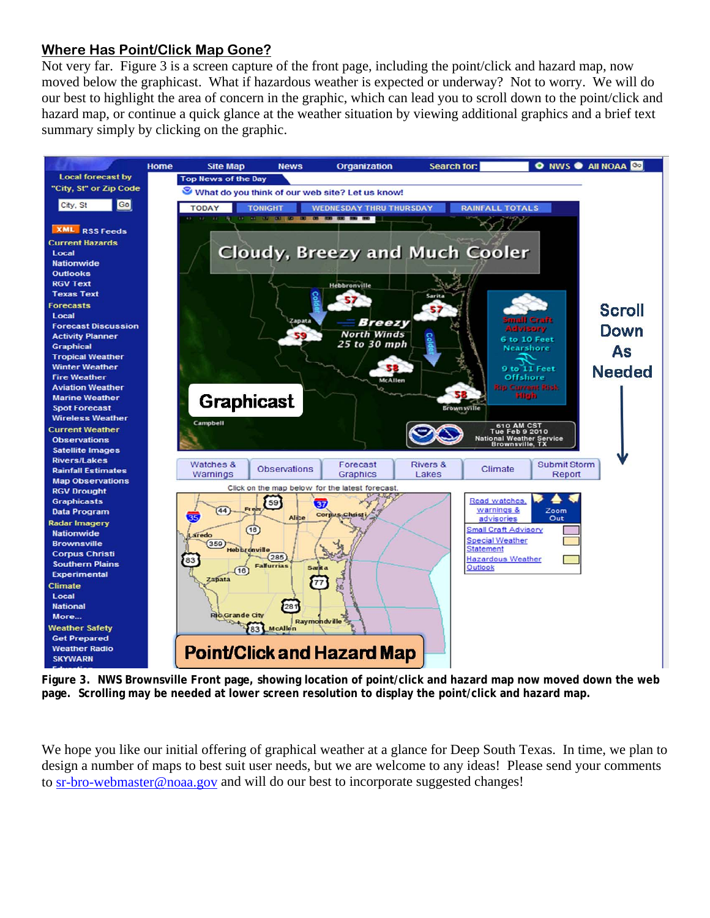## Where Has Point/Click Map Gone?

Not very far. Figure 3 is a screen capture of the front page, including the point/click and hazard map, now moved below the graphicast. What if hazardous weather is expected or underway? Not to worry. We will do our best to highlight the area of concern in the graphic, which can lead you to scroll down to the point/click and hazard map, or continue a quick glance at the weather situation by viewing additional graphics and a brief text summary simply by clicking on the graphic.

**Figure 3. NWS Brownsville Front page, showing location of point/click and hazard map now moved down the web page. Scrolling may be needed at lower screen resolution to display the point/click and hazard map.**

We hope you like our initial offering of graphical weather at a glance for Deep South Texas. In time, we plan to design a number of maps to best suit user needs, but we are welcome to any ideas! Please send your comments to sr-bro-webmaster@noaa.gov and will do our best to incorporate suggested changes!